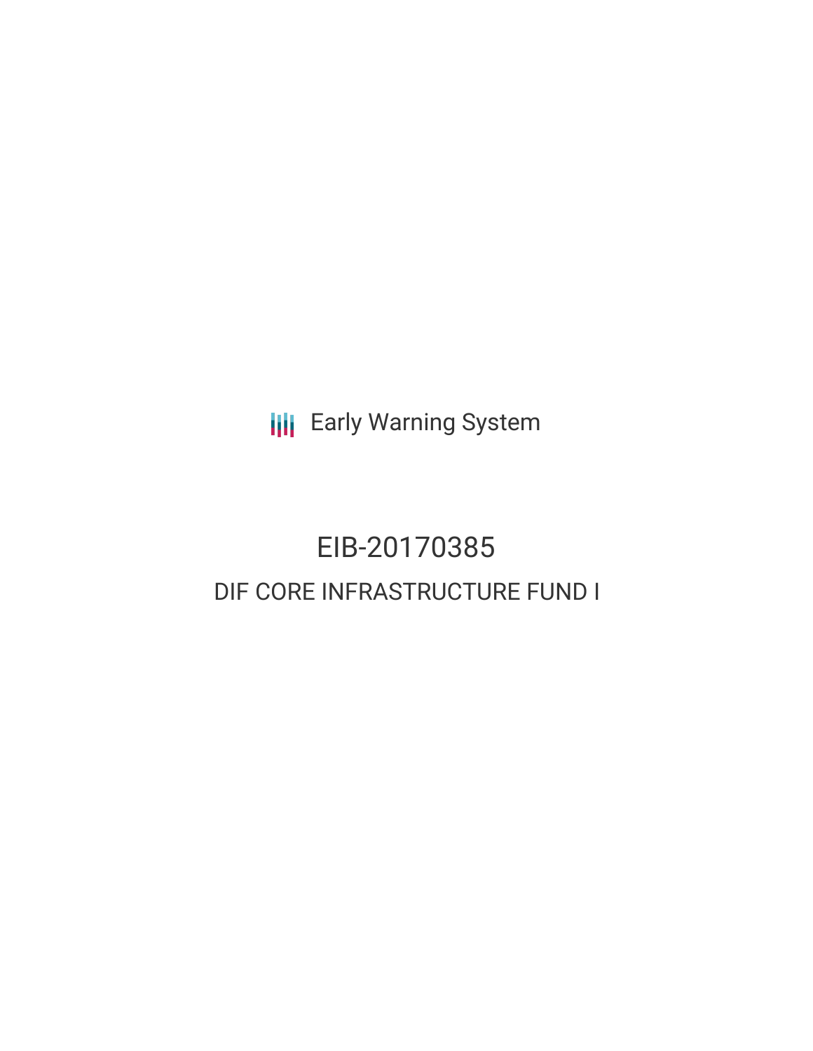Early Warning System

# EIB-20170385

## DIF CORE INFRASTRUCTURE FUND I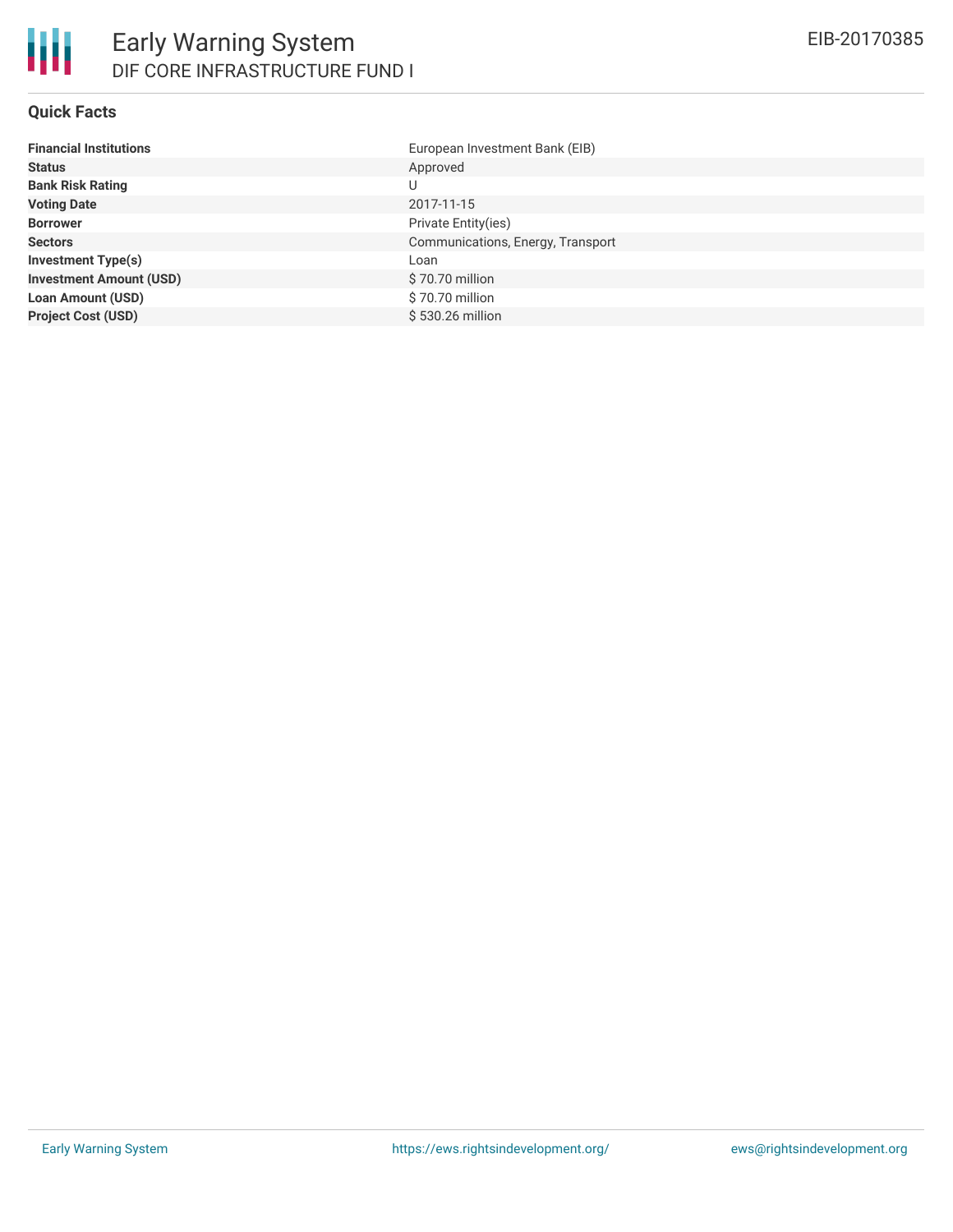# Early Warning System

## DIF CORE INFRASTRUCTURE FUND I

EIB-20170385

### Quick Facts

| | |
|---|---|
| **Financial Institutions** | European Investment Bank (EIB) |
| **Status** | Approved |
| **Bank Risk Rating** | U |
| **Voting Date** | 2017-11-15 |
| **Borrower** | Private Entity(ies) |
| **Sectors** | Communications, Energy, Transport |
| **Investment Type(s)** | Loan |
| **Investment Amount (USD)** | $ 70.70 million |
| **Loan Amount (USD)** | $ 70.70 million |
| **Project Cost (USD)** | $ 530.26 million |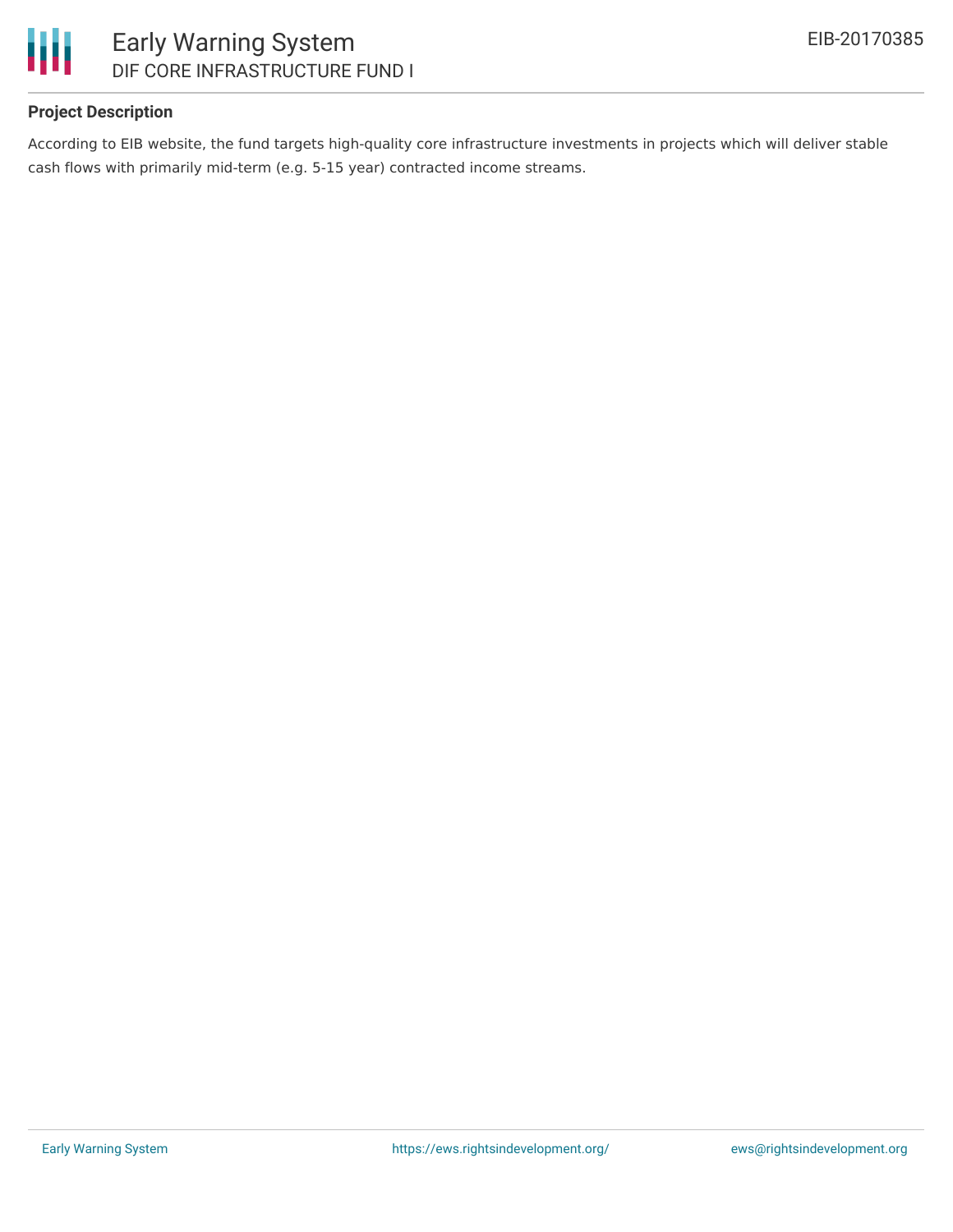## Project Description

According to EIB website, the fund targets high-quality core infrastructure investments in projects which will deliver stable cash flows with primarily mid-term (e.g. 5-15 year) contracted income streams.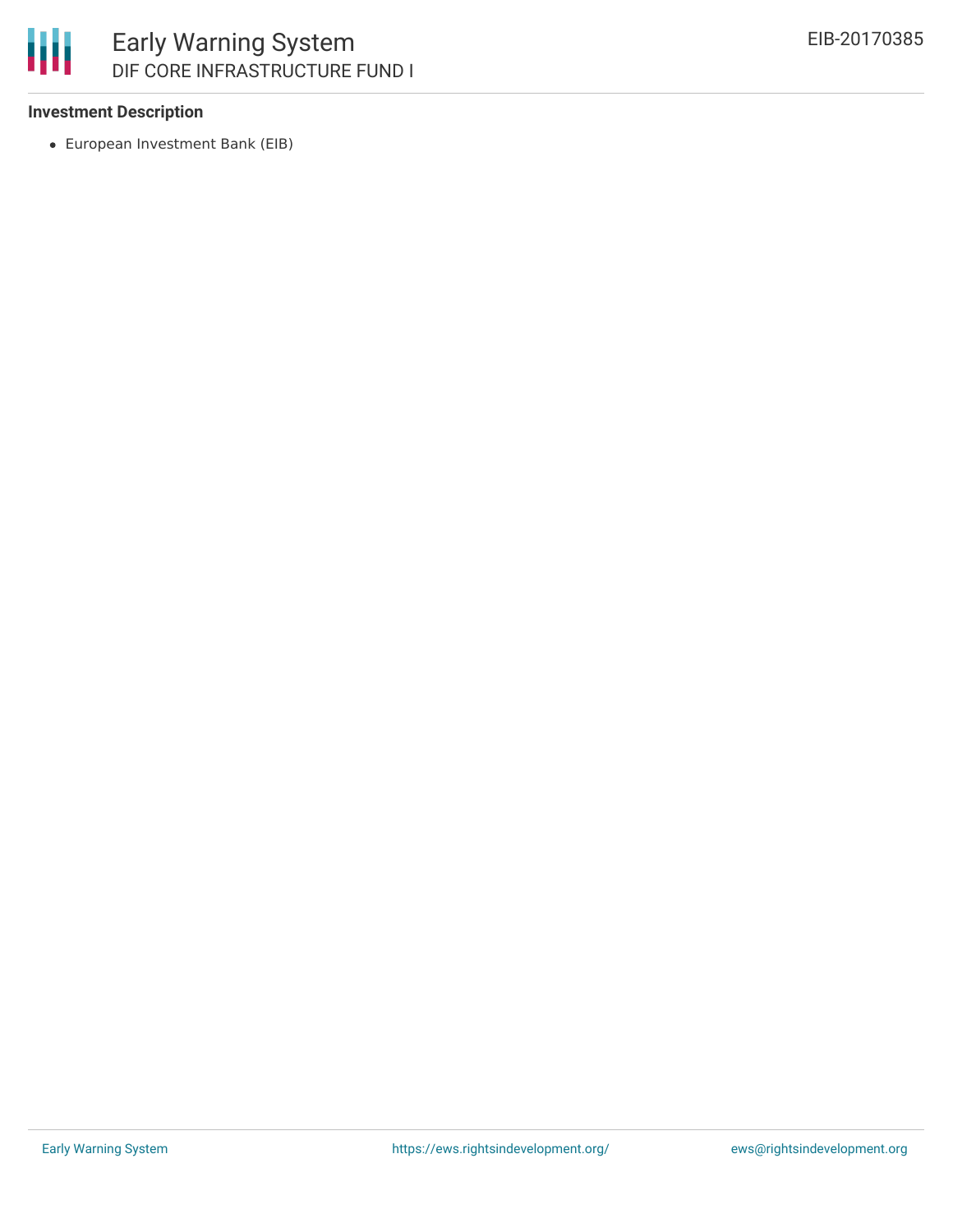### Investment Description

- European Investment Bank (EIB)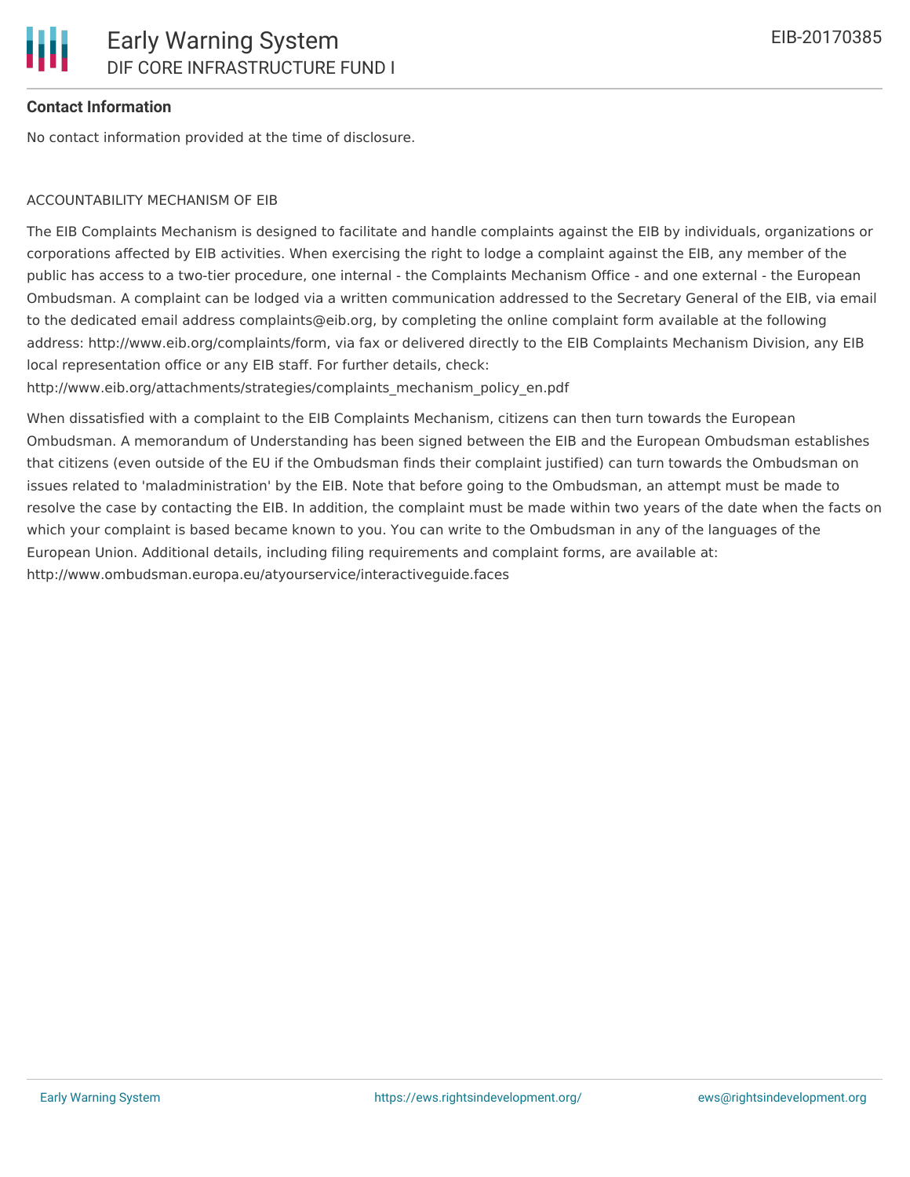## Contact Information

No contact information provided at the time of disclosure.

ACCOUNTABILITY MECHANISM OF EIB

The EIB Complaints Mechanism is designed to facilitate and handle complaints against the EIB by individuals, organizations or corporations affected by EIB activities. When exercising the right to lodge a complaint against the EIB, any member of the public has access to a two-tier procedure, one internal - the Complaints Mechanism Office - and one external - the European Ombudsman. A complaint can be lodged via a written communication addressed to the Secretary General of the EIB, via email to the dedicated email address complaints@eib.org, by completing the online complaint form available at the following address: http://www.eib.org/complaints/form, via fax or delivered directly to the EIB Complaints Mechanism Division, any EIB local representation office or any EIB staff. For further details, check: http://www.eib.org/attachments/strategies/complaints_mechanism_policy_en.pdf

When dissatisfied with a complaint to the EIB Complaints Mechanism, citizens can then turn towards the European Ombudsman. A memorandum of Understanding has been signed between the EIB and the European Ombudsman establishes that citizens (even outside of the EU if the Ombudsman finds their complaint justified) can turn towards the Ombudsman on issues related to 'maladministration' by the EIB. Note that before going to the Ombudsman, an attempt must be made to resolve the case by contacting the EIB. In addition, the complaint must be made within two years of the date when the facts on which your complaint is based became known to you. You can write to the Ombudsman in any of the languages of the European Union. Additional details, including filing requirements and complaint forms, are available at: http://www.ombudsman.europa.eu/atyourservice/interactiveguide.faces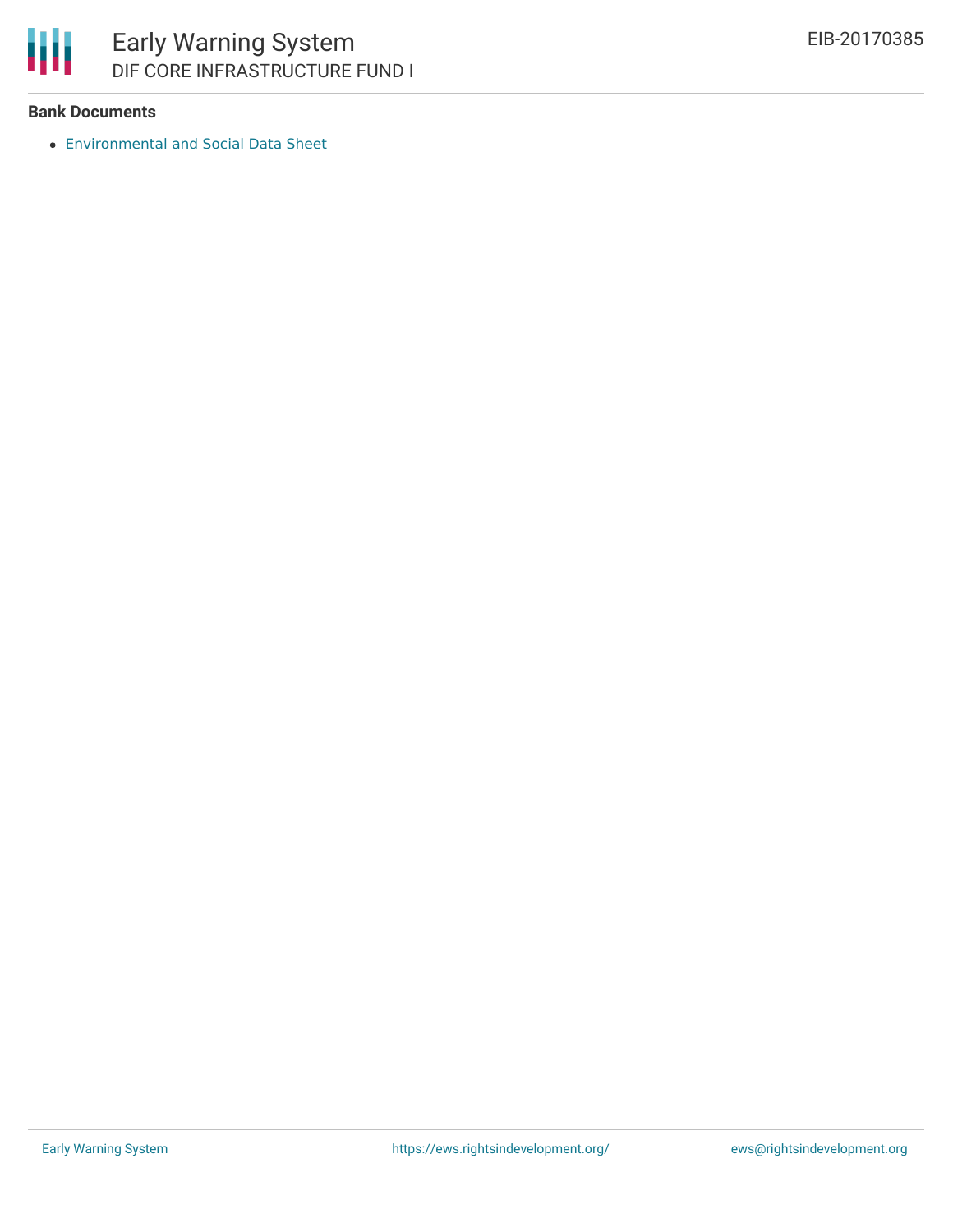**Bank Documents**

- Environmental and Social Data Sheet